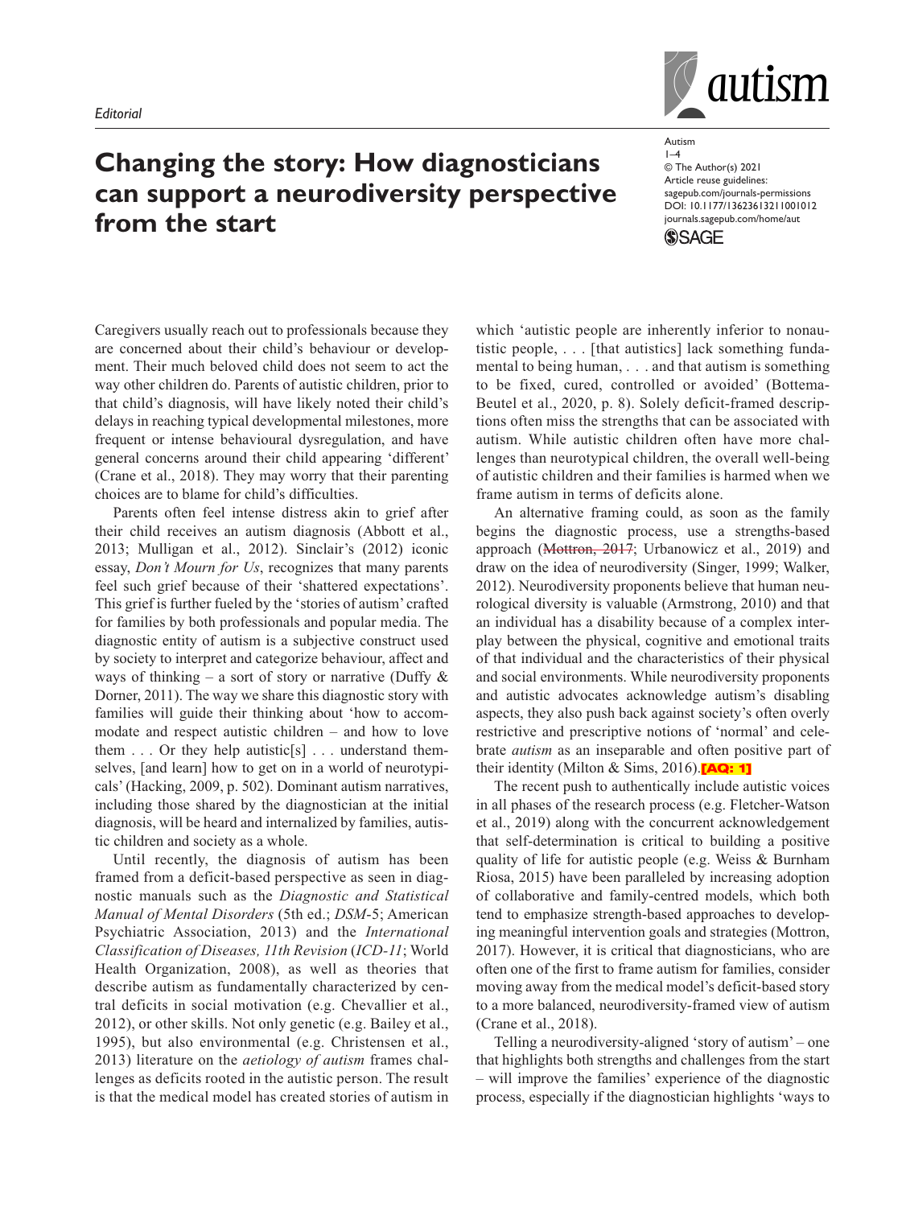*Editorial*

# Changing the story: How diagnosticians can support a neurodiversity perspective from the start

Autism
1–4
© The Author(s) 2021
Article reuse guidelines:
sagepub.com/journals-permissions
DOI: 10.1177/13623613211001012
journals.sagepub.com/home/aut

Caregivers usually reach out to professionals because they are concerned about their child's behaviour or development. Their much beloved child does not seem to act the way other children do. Parents of autistic children, prior to that child's diagnosis, will have likely noted their child's delays in reaching typical developmental milestones, more frequent or intense behavioural dysregulation, and have general concerns around their child appearing 'different' (Crane et al., 2018). They may worry that their parenting choices are to blame for child's difficulties.

Parents often feel intense distress akin to grief after their child receives an autism diagnosis (Abbott et al., 2013; Mulligan et al., 2012). Sinclair's (2012) iconic essay, *Don't Mourn for Us*, recognizes that many parents feel such grief because of their 'shattered expectations'. This grief is further fueled by the 'stories of autism' crafted for families by both professionals and popular media. The diagnostic entity of autism is a subjective construct used by society to interpret and categorize behaviour, affect and ways of thinking – a sort of story or narrative (Duffy & Dorner, 2011). The way we share this diagnostic story with families will guide their thinking about 'how to accommodate and respect autistic children – and how to love them . . . Or they help autistic[s] . . . understand themselves, [and learn] how to get on in a world of neurotypicals' (Hacking, 2009, p. 502). Dominant autism narratives, including those shared by the diagnostician at the initial diagnosis, will be heard and internalized by families, autistic children and society as a whole.

Until recently, the diagnosis of autism has been framed from a deficit-based perspective as seen in diagnostic manuals such as the *Diagnostic and Statistical Manual of Mental Disorders* (5th ed.; *DSM*-5; American Psychiatric Association, 2013) and the *International Classification of Diseases, 11th Revision* (*ICD-11*; World Health Organization, 2008), as well as theories that describe autism as fundamentally characterized by central deficits in social motivation (e.g. Chevallier et al., 2012), or other skills. Not only genetic (e.g. Bailey et al., 1995), but also environmental (e.g. Christensen et al., 2013) literature on the *aetiology of autism* frames challenges as deficits rooted in the autistic person. The result is that the medical model has created stories of autism in which 'autistic people are inherently inferior to nonautistic people, . . . [that autistics] lack something fundamental to being human, . . . and that autism is something to be fixed, cured, controlled or avoided' (Bottema-Beutel et al., 2020, p. 8). Solely deficit-framed descriptions often miss the strengths that can be associated with autism. While autistic children often have more challenges than neurotypical children, the overall well-being of autistic children and their families is harmed when we frame autism in terms of deficits alone.

An alternative framing could, as soon as the family begins the diagnostic process, use a strengths-based approach (~~Mottron, 2017~~; Urbanowicz et al., 2019) and draw on the idea of neurodiversity (Singer, 1999; Walker, 2012). Neurodiversity proponents believe that human neurological diversity is valuable (Armstrong, 2010) and that an individual has a disability because of a complex interplay between the physical, cognitive and emotional traits of that individual and the characteristics of their physical and social environments. While neurodiversity proponents and autistic advocates acknowledge autism's disabling aspects, they also push back against society's often overly restrictive and prescriptive notions of 'normal' and celebrate *autism* as an inseparable and often positive part of their identity (Milton & Sims, 2016). **[AQ: 1]**

The recent push to authentically include autistic voices in all phases of the research process (e.g. Fletcher-Watson et al., 2019) along with the concurrent acknowledgement that self-determination is critical to building a positive quality of life for autistic people (e.g. Weiss & Burnham Riosa, 2015) have been paralleled by increasing adoption of collaborative and family-centred models, which both tend to emphasize strength-based approaches to developing meaningful intervention goals and strategies (Mottron, 2017). However, it is critical that diagnosticians, who are often one of the first to frame autism for families, consider moving away from the medical model's deficit-based story to a more balanced, neurodiversity-framed view of autism (Crane et al., 2018).

Telling a neurodiversity-aligned 'story of autism' – one that highlights both strengths and challenges from the start – will improve the families' experience of the diagnostic process, especially if the diagnostician highlights 'ways to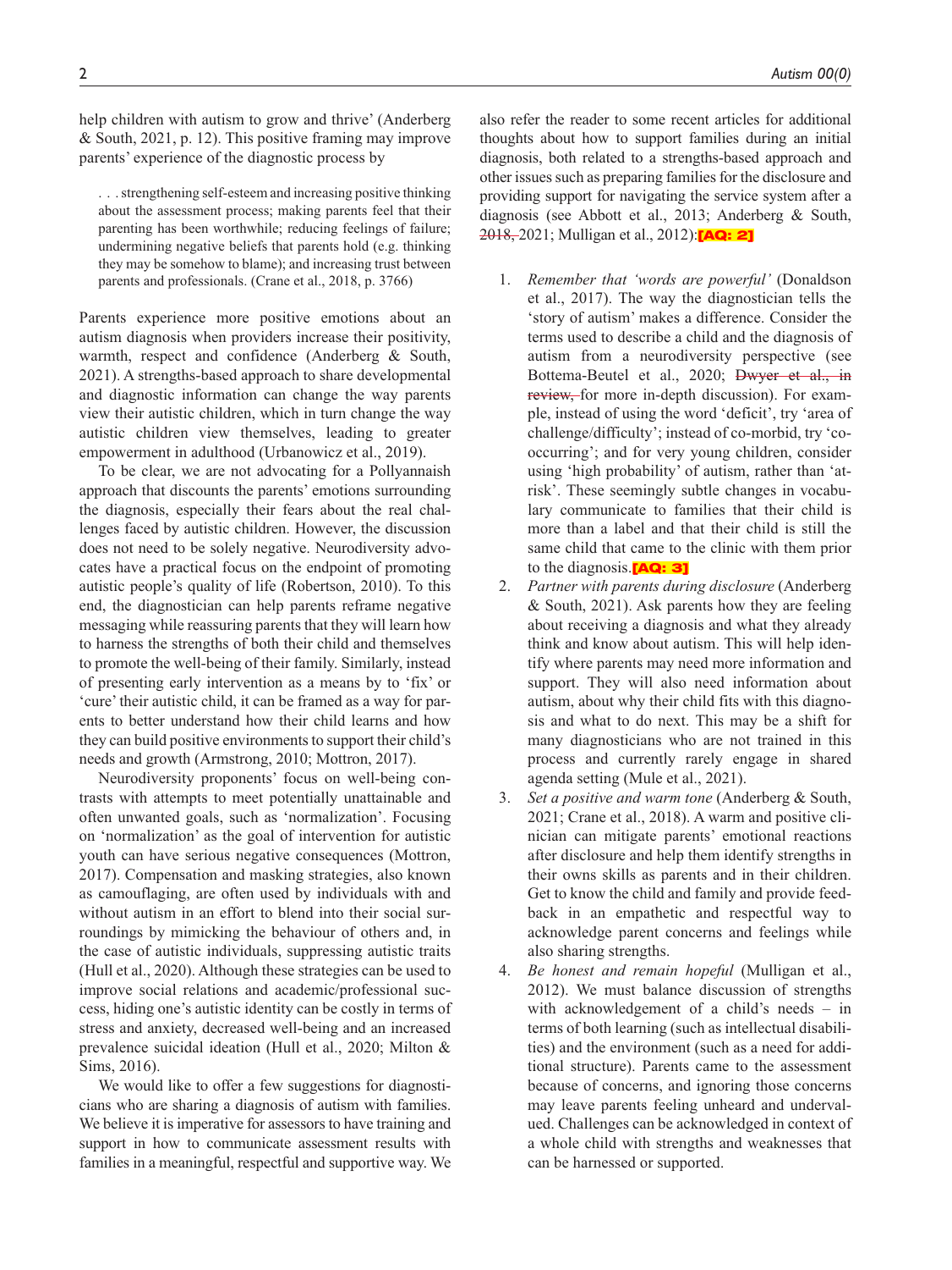help children with autism to grow and thrive' (Anderberg & South, 2021, p. 12). This positive framing may improve parents' experience of the diagnostic process by

> . . . strengthening self-esteem and increasing positive thinking about the assessment process; making parents feel that their parenting has been worthwhile; reducing feelings of failure; undermining negative beliefs that parents hold (e.g. thinking they may be somehow to blame); and increasing trust between parents and professionals. (Crane et al., 2018, p. 3766)

Parents experience more positive emotions about an autism diagnosis when providers increase their positivity, warmth, respect and confidence (Anderberg & South, 2021). A strengths-based approach to share developmental and diagnostic information can change the way parents view their autistic children, which in turn change the way autistic children view themselves, leading to greater empowerment in adulthood (Urbanowicz et al., 2019).

To be clear, we are not advocating for a Pollyannaish approach that discounts the parents' emotions surrounding the diagnosis, especially their fears about the real challenges faced by autistic children. However, the discussion does not need to be solely negative. Neurodiversity advocates have a practical focus on the endpoint of promoting autistic people's quality of life (Robertson, 2010). To this end, the diagnostician can help parents reframe negative messaging while reassuring parents that they will learn how to harness the strengths of both their child and themselves to promote the well-being of their family. Similarly, instead of presenting early intervention as a means by to 'fix' or 'cure' their autistic child, it can be framed as a way for parents to better understand how their child learns and how they can build positive environments to support their child's needs and growth (Armstrong, 2010; Mottron, 2017).

Neurodiversity proponents' focus on well-being contrasts with attempts to meet potentially unattainable and often unwanted goals, such as 'normalization'. Focusing on 'normalization' as the goal of intervention for autistic youth can have serious negative consequences (Mottron, 2017). Compensation and masking strategies, also known as camouflaging, are often used by individuals with and without autism in an effort to blend into their social surroundings by mimicking the behaviour of others and, in the case of autistic individuals, suppressing autistic traits (Hull et al., 2020). Although these strategies can be used to improve social relations and academic/professional success, hiding one's autistic identity can be costly in terms of stress and anxiety, decreased well-being and an increased prevalence suicidal ideation (Hull et al., 2020; Milton & Sims, 2016).

We would like to offer a few suggestions for diagnosticians who are sharing a diagnosis of autism with families. We believe it is imperative for assessors to have training and support in how to communicate assessment results with families in a meaningful, respectful and supportive way. We also refer the reader to some recent articles for additional thoughts about how to support families during an initial diagnosis, both related to a strengths-based approach and other issues such as preparing families for the disclosure and providing support for navigating the service system after a diagnosis (see Abbott et al., 2013; Anderberg & South, ~~2018,~~ 2021; Mulligan et al., 2012):**[AQ: 2]**

1. *Remember that 'words are powerful'* (Donaldson et al., 2017). The way the diagnostician tells the 'story of autism' makes a difference. Consider the terms used to describe a child and the diagnosis of autism from a neurodiversity perspective (see Bottema-Beutel et al., 2020; ~~Dwyer et al., in review,~~ for more in-depth discussion). For example, instead of using the word 'deficit', try 'area of challenge/difficulty'; instead of co-morbid, try 'co-occurring'; and for very young children, consider using 'high probability' of autism, rather than 'at-risk'. These seemingly subtle changes in vocabulary communicate to families that their child is more than a label and that their child is still the same child that came to the clinic with them prior to the diagnosis.**[AQ: 3]**
2. *Partner with parents during disclosure* (Anderberg & South, 2021). Ask parents how they are feeling about receiving a diagnosis and what they already think and know about autism. This will help identify where parents may need more information and support. They will also need information about autism, about why their child fits with this diagnosis and what to do next. This may be a shift for many diagnosticians who are not trained in this process and currently rarely engage in shared agenda setting (Mule et al., 2021).
3. *Set a positive and warm tone* (Anderberg & South, 2021; Crane et al., 2018). A warm and positive clinician can mitigate parents' emotional reactions after disclosure and help them identify strengths in their owns skills as parents and in their children. Get to know the child and family and provide feedback in an empathetic and respectful way to acknowledge parent concerns and feelings while also sharing strengths.
4. *Be honest and remain hopeful* (Mulligan et al., 2012). We must balance discussion of strengths with acknowledgement of a child's needs – in terms of both learning (such as intellectual disabilities) and the environment (such as a need for additional structure). Parents came to the assessment because of concerns, and ignoring those concerns may leave parents feeling unheard and undervalued. Challenges can be acknowledged in context of a whole child with strengths and weaknesses that can be harnessed or supported.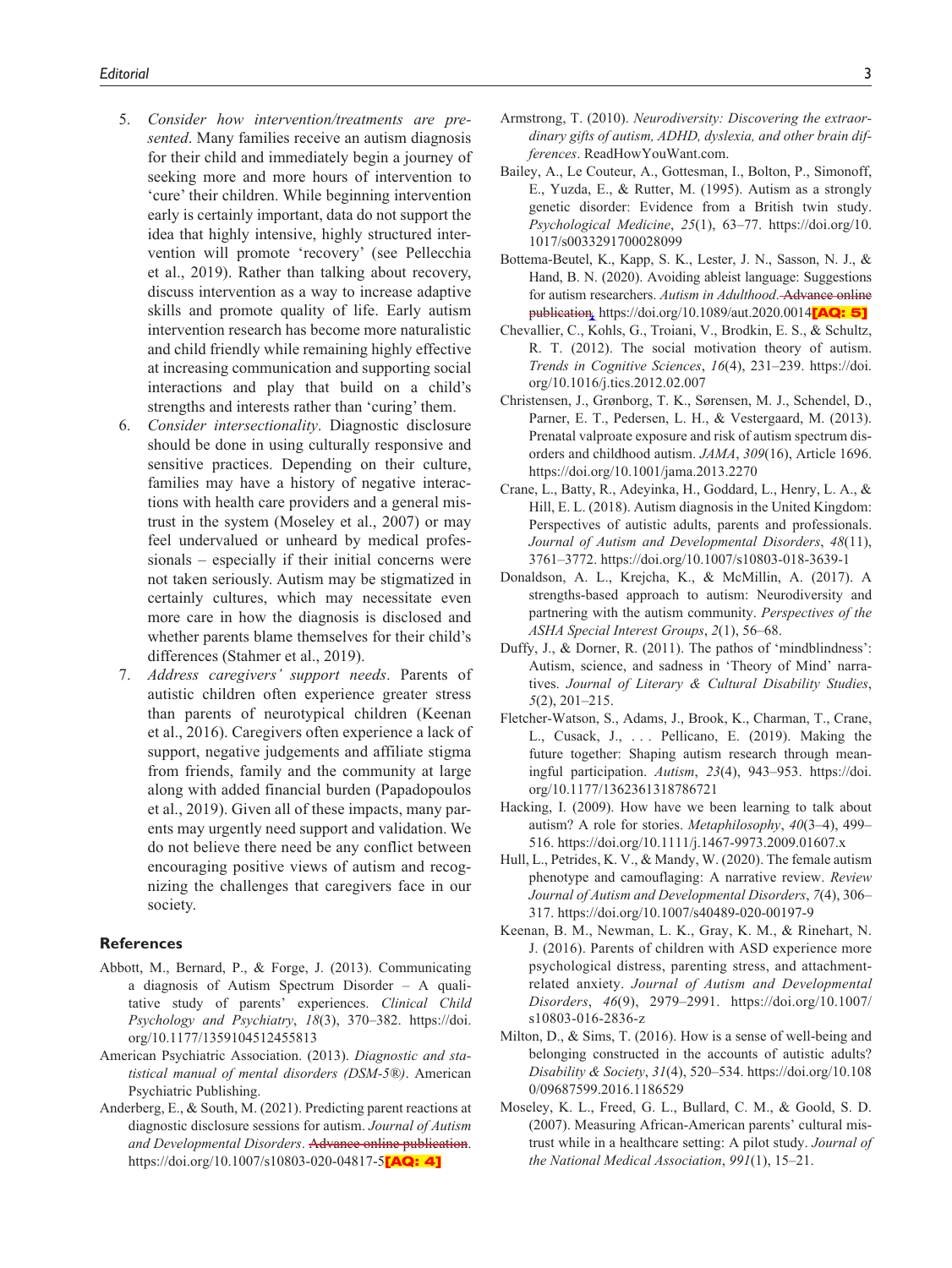5. *Consider how intervention/treatments are presented*. Many families receive an autism diagnosis for their child and immediately begin a journey of seeking more and more hours of intervention to 'cure' their children. While beginning intervention early is certainly important, data do not support the idea that highly intensive, highly structured intervention will promote 'recovery' (see Pellecchia et al., 2019). Rather than talking about recovery, discuss intervention as a way to increase adaptive skills and promote quality of life. Early autism intervention research has become more naturalistic and child friendly while remaining highly effective at increasing communication and supporting social interactions and play that build on a child's strengths and interests rather than 'curing' them.
6. *Consider intersectionality*. Diagnostic disclosure should be done in using culturally responsive and sensitive practices. Depending on their culture, families may have a history of negative interactions with health care providers and a general mistrust in the system (Moseley et al., 2007) or may feel undervalued or unheard by medical professionals – especially if their initial concerns were not taken seriously. Autism may be stigmatized in certainly cultures, which may necessitate even more care in how the diagnosis is disclosed and whether parents blame themselves for their child's differences (Stahmer et al., 2019).
7. *Address caregivers' support needs*. Parents of autistic children often experience greater stress than parents of neurotypical children (Keenan et al., 2016). Caregivers often experience a lack of support, negative judgements and affiliate stigma from friends, family and the community at large along with added financial burden (Papadopoulos et al., 2019). Given all of these impacts, many parents may urgently need support and validation. We do not believe there need be any conflict between encouraging positive views of autism and recognizing the challenges that caregivers face in our society.

## References

Abbott, M., Bernard, P., & Forge, J. (2013). Communicating a diagnosis of Autism Spectrum Disorder – A qualitative study of parents' experiences. *Clinical Child Psychology and Psychiatry*, *18*(3), 370–382. https://doi.org/10.1177/1359104512455813

American Psychiatric Association. (2013). *Diagnostic and statistical manual of mental disorders (DSM-5®)*. American Psychiatric Publishing.

Anderberg, E., & South, M. (2021). Predicting parent reactions at diagnostic disclosure sessions for autism. *Journal of Autism and Developmental Disorders*. ~~Advance online publication~~. https://doi.org/10.1007/s10803-020-04817-5 [AQ: 4]

Armstrong, T. (2010). *Neurodiversity: Discovering the extraordinary gifts of autism, ADHD, dyslexia, and other brain differences*. ReadHowYouWant.com.

Bailey, A., Le Couteur, A., Gottesman, I., Bolton, P., Simonoff, E., Yuzda, E., & Rutter, M. (1995). Autism as a strongly genetic disorder: Evidence from a British twin study. *Psychological Medicine*, *25*(1), 63–77. https://doi.org/10.1017/s0033291700028099

Bottema-Beutel, K., Kapp, S. K., Lester, J. N., Sasson, N. J., & Hand, B. N. (2020). Avoiding ableist language: Suggestions for autism researchers. *Autism in Adulthood*. ~~Advance online publication~~, https://doi.org/10.1089/aut.2020.0014 [AQ: 5]

Chevallier, C., Kohls, G., Troiani, V., Brodkin, E. S., & Schultz, R. T. (2012). The social motivation theory of autism. *Trends in Cognitive Sciences*, *16*(4), 231–239. https://doi.org/10.1016/j.tics.2012.02.007

Christensen, J., Grønborg, T. K., Sørensen, M. J., Schendel, D., Parner, E. T., Pedersen, L. H., & Vestergaard, M. (2013). Prenatal valproate exposure and risk of autism spectrum disorders and childhood autism. *JAMA*, *309*(16), Article 1696. https://doi.org/10.1001/jama.2013.2270

Crane, L., Batty, R., Adeyinka, H., Goddard, L., Henry, L. A., & Hill, E. L. (2018). Autism diagnosis in the United Kingdom: Perspectives of autistic adults, parents and professionals. *Journal of Autism and Developmental Disorders*, *48*(11), 3761–3772. https://doi.org/10.1007/s10803-018-3639-1

Donaldson, A. L., Krejcha, K., & McMillin, A. (2017). A strengths-based approach to autism: Neurodiversity and partnering with the autism community. *Perspectives of the ASHA Special Interest Groups*, *2*(1), 56–68.

Duffy, J., & Dorner, R. (2011). The pathos of 'mindblindness': Autism, science, and sadness in 'Theory of Mind' narratives. *Journal of Literary & Cultural Disability Studies*, *5*(2), 201–215.

Fletcher-Watson, S., Adams, J., Brook, K., Charman, T., Crane, L., Cusack, J., . . . Pellicano, E. (2019). Making the future together: Shaping autism research through meaningful participation. *Autism*, *23*(4), 943–953. https://doi.org/10.1177/1362361318786721

Hacking, I. (2009). How have we been learning to talk about autism? A role for stories. *Metaphilosophy*, *40*(3–4), 499–516. https://doi.org/10.1111/j.1467-9973.2009.01607.x

Hull, L., Petrides, K. V., & Mandy, W. (2020). The female autism phenotype and camouflaging: A narrative review. *Review Journal of Autism and Developmental Disorders*, *7*(4), 306–317. https://doi.org/10.1007/s40489-020-00197-9

Keenan, B. M., Newman, L. K., Gray, K. M., & Rinehart, N. J. (2016). Parents of children with ASD experience more psychological distress, parenting stress, and attachment-related anxiety. *Journal of Autism and Developmental Disorders*, *46*(9), 2979–2991. https://doi.org/10.1007/s10803-016-2836-z

Milton, D., & Sims, T. (2016). How is a sense of well-being and belonging constructed in the accounts of autistic adults? *Disability & Society*, *31*(4), 520–534. https://doi.org/10.1080/09687599.2016.1186529

Moseley, K. L., Freed, G. L., Bullard, C. M., & Goold, S. D. (2007). Measuring African-American parents' cultural mistrust while in a healthcare setting: A pilot study. *Journal of the National Medical Association*, *991*(1), 15–21.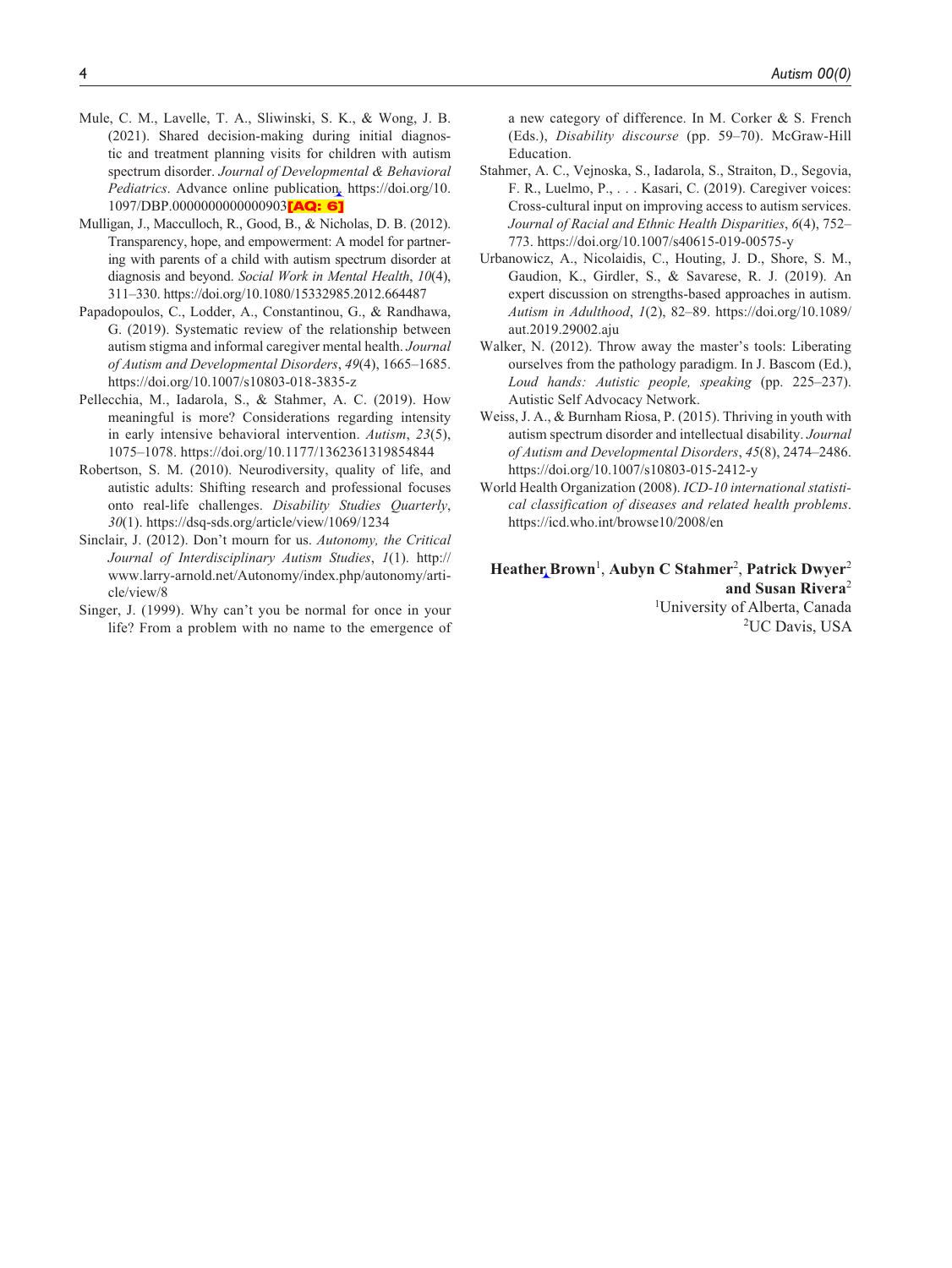Mule, C. M., Lavelle, T. A., Sliwinski, S. K., & Wong, J. B. (2021). Shared decision-making during initial diagnostic and treatment planning visits for children with autism spectrum disorder. *Journal of Developmental & Behavioral Pediatrics*. Advance online publication. https://doi.org/10.1097/DBP.0000000000000903 [AQ: 6]

Mulligan, J., Macculloch, R., Good, B., & Nicholas, D. B. (2012). Transparency, hope, and empowerment: A model for partnering with parents of a child with autism spectrum disorder at diagnosis and beyond. *Social Work in Mental Health*, *10*(4), 311–330. https://doi.org/10.1080/15332985.2012.664487

Papadopoulos, C., Lodder, A., Constantinou, G., & Randhawa, G. (2019). Systematic review of the relationship between autism stigma and informal caregiver mental health. *Journal of Autism and Developmental Disorders*, *49*(4), 1665–1685. https://doi.org/10.1007/s10803-018-3835-z

Pellecchia, M., Iadarola, S., & Stahmer, A. C. (2019). How meaningful is more? Considerations regarding intensity in early intensive behavioral intervention. *Autism*, *23*(5), 1075–1078. https://doi.org/10.1177/1362361319854844

Robertson, S. M. (2010). Neurodiversity, quality of life, and autistic adults: Shifting research and professional focuses onto real-life challenges. *Disability Studies Quarterly*, *30*(1). https://dsq-sds.org/article/view/1069/1234

Sinclair, J. (2012). Don't mourn for us. *Autonomy, the Critical Journal of Interdisciplinary Autism Studies*, *1*(1). http://www.larry-arnold.net/Autonomy/index.php/autonomy/article/view/8

Singer, J. (1999). Why can't you be normal for once in your life? From a problem with no name to the emergence of a new category of difference. In M. Corker & S. French (Eds.), *Disability discourse* (pp. 59–70). McGraw-Hill Education.

Stahmer, A. C., Vejnoska, S., Iadarola, S., Straiton, D., Segovia, F. R., Luelmo, P., . . . Kasari, C. (2019). Caregiver voices: Cross-cultural input on improving access to autism services. *Journal of Racial and Ethnic Health Disparities*, *6*(4), 752–773. https://doi.org/10.1007/s40615-019-00575-y

Urbanowicz, A., Nicolaidis, C., Houting, J. D., Shore, S. M., Gaudion, K., Girdler, S., & Savarese, R. J. (2019). An expert discussion on strengths-based approaches in autism. *Autism in Adulthood*, *1*(2), 82–89. https://doi.org/10.1089/aut.2019.29002.aju

Walker, N. (2012). Throw away the master's tools: Liberating ourselves from the pathology paradigm. In J. Bascom (Ed.), *Loud hands: Autistic people, speaking* (pp. 225–237). Autistic Self Advocacy Network.

Weiss, J. A., & Burnham Riosa, P. (2015). Thriving in youth with autism spectrum disorder and intellectual disability. *Journal of Autism and Developmental Disorders*, *45*(8), 2474–2486. https://doi.org/10.1007/s10803-015-2412-y

World Health Organization (2008). *ICD-10 international statistical classification of diseases and related health problems*. https://icd.who.int/browse10/2008/en

**Heather Brown**[1], **Aubyn C Stahmer**[2], **Patrick Dwyer**[2] **and Susan Rivera**[2]

[1]University of Alberta, Canada

[2]UC Davis, USA